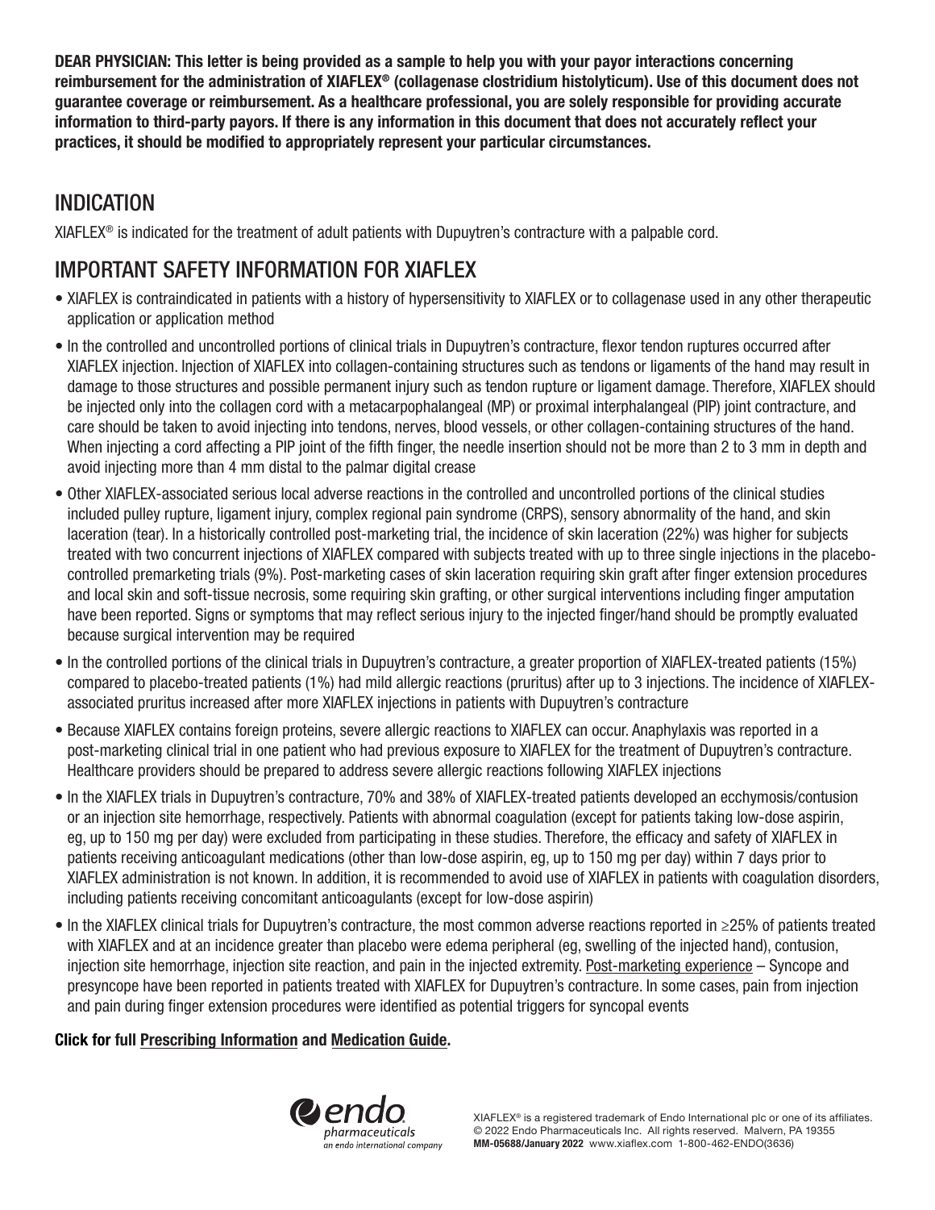**DEAR PHYSICIAN: This letter is being provided as a sample to help you with your payor interactions concerning reimbursement for the administration of XIAFLEX® (collagenase clostridium histolyticum). Use of this document does not guarantee coverage or reimbursement. As a healthcare professional, you are solely responsible for providing accurate information to third-party payors. If there is any information in this document that does not accurately reflect your practices, it should be modified to appropriately represent your particular circumstances.**

## INDICATION

XIAFLEX® is indicated for the treatment of adult patients with Dupuytren's contracture with a palpable cord.

## IMPORTANT SAFETY INFORMATION FOR XIAFLEX

- XIAFLEX is contraindicated in patients with a history of hypersensitivity to XIAFLEX or to collagenase used in any other therapeutic application or application method
- In the controlled and uncontrolled portions of clinical trials in Dupuytren's contracture, flexor tendon ruptures occurred after XIAFLEX injection. Injection of XIAFLEX into collagen-containing structures such as tendons or ligaments of the hand may result in damage to those structures and possible permanent injury such as tendon rupture or ligament damage. Therefore, XIAFLEX should be injected only into the collagen cord with a metacarpophalangeal (MP) or proximal interphalangeal (PIP) joint contracture, and care should be taken to avoid injecting into tendons, nerves, blood vessels, or other collagen-containing structures of the hand. When injecting a cord affecting a PIP joint of the fifth finger, the needle insertion should not be more than 2 to 3 mm in depth and avoid injecting more than 4 mm distal to the palmar digital crease
- Other XIAFLEX-associated serious local adverse reactions in the controlled and uncontrolled portions of the clinical studies included pulley rupture, ligament injury, complex regional pain syndrome (CRPS), sensory abnormality of the hand, and skin laceration (tear). In a historically controlled post-marketing trial, the incidence of skin laceration (22%) was higher for subjects treated with two concurrent injections of XIAFLEX compared with subjects treated with up to three single injections in the placebo-controlled premarketing trials (9%). Post-marketing cases of skin laceration requiring skin graft after finger extension procedures and local skin and soft-tissue necrosis, some requiring skin grafting, or other surgical interventions including finger amputation have been reported. Signs or symptoms that may reflect serious injury to the injected finger/hand should be promptly evaluated because surgical intervention may be required
- In the controlled portions of the clinical trials in Dupuytren's contracture, a greater proportion of XIAFLEX-treated patients (15%) compared to placebo-treated patients (1%) had mild allergic reactions (pruritus) after up to 3 injections. The incidence of XIAFLEX-associated pruritus increased after more XIAFLEX injections in patients with Dupuytren's contracture
- Because XIAFLEX contains foreign proteins, severe allergic reactions to XIAFLEX can occur. Anaphylaxis was reported in a post-marketing clinical trial in one patient who had previous exposure to XIAFLEX for the treatment of Dupuytren's contracture. Healthcare providers should be prepared to address severe allergic reactions following XIAFLEX injections
- In the XIAFLEX trials in Dupuytren's contracture, 70% and 38% of XIAFLEX-treated patients developed an ecchymosis/contusion or an injection site hemorrhage, respectively. Patients with abnormal coagulation (except for patients taking low-dose aspirin, eg, up to 150 mg per day) were excluded from participating in these studies. Therefore, the efficacy and safety of XIAFLEX in patients receiving anticoagulant medications (other than low-dose aspirin, eg, up to 150 mg per day) within 7 days prior to XIAFLEX administration is not known. In addition, it is recommended to avoid use of XIAFLEX in patients with coagulation disorders, including patients receiving concomitant anticoagulants (except for low-dose aspirin)
- In the XIAFLEX clinical trials for Dupuytren's contracture, the most common adverse reactions reported in ≥25% of patients treated with XIAFLEX and at an incidence greater than placebo were edema peripheral (eg, swelling of the injected hand), contusion, injection site hemorrhage, injection site reaction, and pain in the injected extremity. Post-marketing experience – Syncope and presyncope have been reported in patients treated with XIAFLEX for Dupuytren's contracture. In some cases, pain from injection and pain during finger extension procedures were identified as potential triggers for syncopal events

**Click for full Prescribing Information and Medication Guide.**

endo pharmaceuticals
an endo international company

XIAFLEX® is a registered trademark of Endo International plc or one of its affiliates.
© 2022 Endo Pharmaceuticals Inc. All rights reserved. Malvern, PA 19355
**MM-05688/January 2022** www.xiaflex.com 1-800-462-ENDO(3636)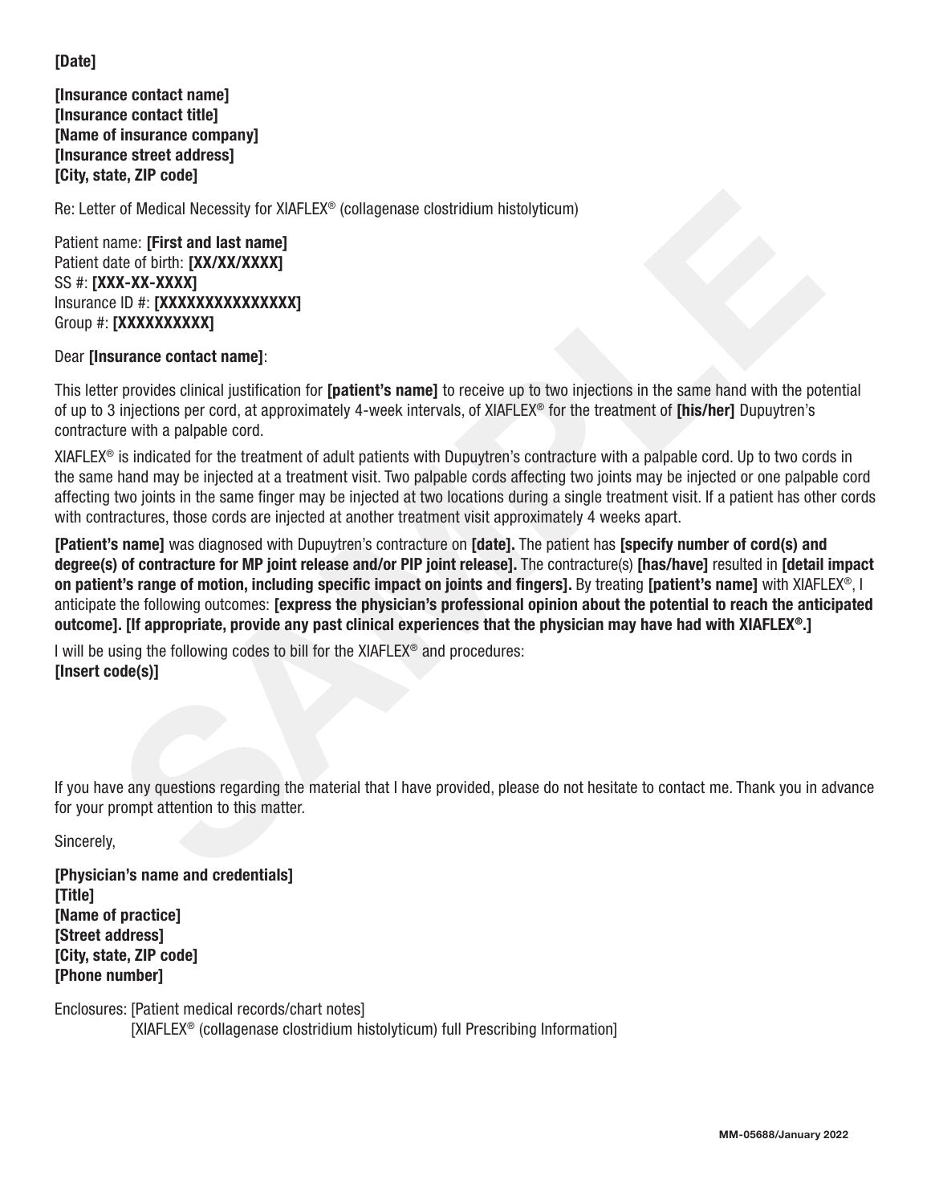**[Date]**

**[Insurance contact name]**
**[Insurance contact title]**
**[Name of insurance company]**
**[Insurance street address]**
**[City, state, ZIP code]**

Re: Letter of Medical Necessity for XIAFLEX® (collagenase clostridium histolyticum)

Patient name: **[First and last name]**
Patient date of birth: **[XX/XX/XXXX]**
SS #: **[XXX-XX-XXXX]**
Insurance ID #: **[XXXXXXXXXXXXXXX]**
Group #: **[XXXXXXXXXX]**

Dear **[Insurance contact name]**:

This letter provides clinical justification for **[patient's name]** to receive up to two injections in the same hand with the potential of up to 3 injections per cord, at approximately 4-week intervals, of XIAFLEX® for the treatment of **[his/her]** Dupuytren's contracture with a palpable cord.

XIAFLEX® is indicated for the treatment of adult patients with Dupuytren's contracture with a palpable cord. Up to two cords in the same hand may be injected at a treatment visit. Two palpable cords affecting two joints may be injected or one palpable cord affecting two joints in the same finger may be injected at two locations during a single treatment visit. If a patient has other cords with contractures, those cords are injected at another treatment visit approximately 4 weeks apart.

**[Patient's name]** was diagnosed with Dupuytren's contracture on **[date].** The patient has **[specify number of cord(s) and degree(s) of contracture for MP joint release and/or PIP joint release].** The contracture(s) **[has/have]** resulted in **[detail impact on patient's range of motion, including specific impact on joints and fingers].** By treating **[patient's name]** with XIAFLEX®, I anticipate the following outcomes: **[express the physician's professional opinion about the potential to reach the anticipated outcome]. [If appropriate, provide any past clinical experiences that the physician may have had with XIAFLEX®.]**

I will be using the following codes to bill for the XIAFLEX® and procedures:
**[Insert code(s)]**

If you have any questions regarding the material that I have provided, please do not hesitate to contact me. Thank you in advance for your prompt attention to this matter.

Sincerely,

**[Physician's name and credentials]**
**[Title]**
**[Name of practice]**
**[Street address]**
**[City, state, ZIP code]**
**[Phone number]**

Enclosures: [Patient medical records/chart notes]
[XIAFLEX® (collagenase clostridium histolyticum) full Prescribing Information]

MM-05688/January 2022